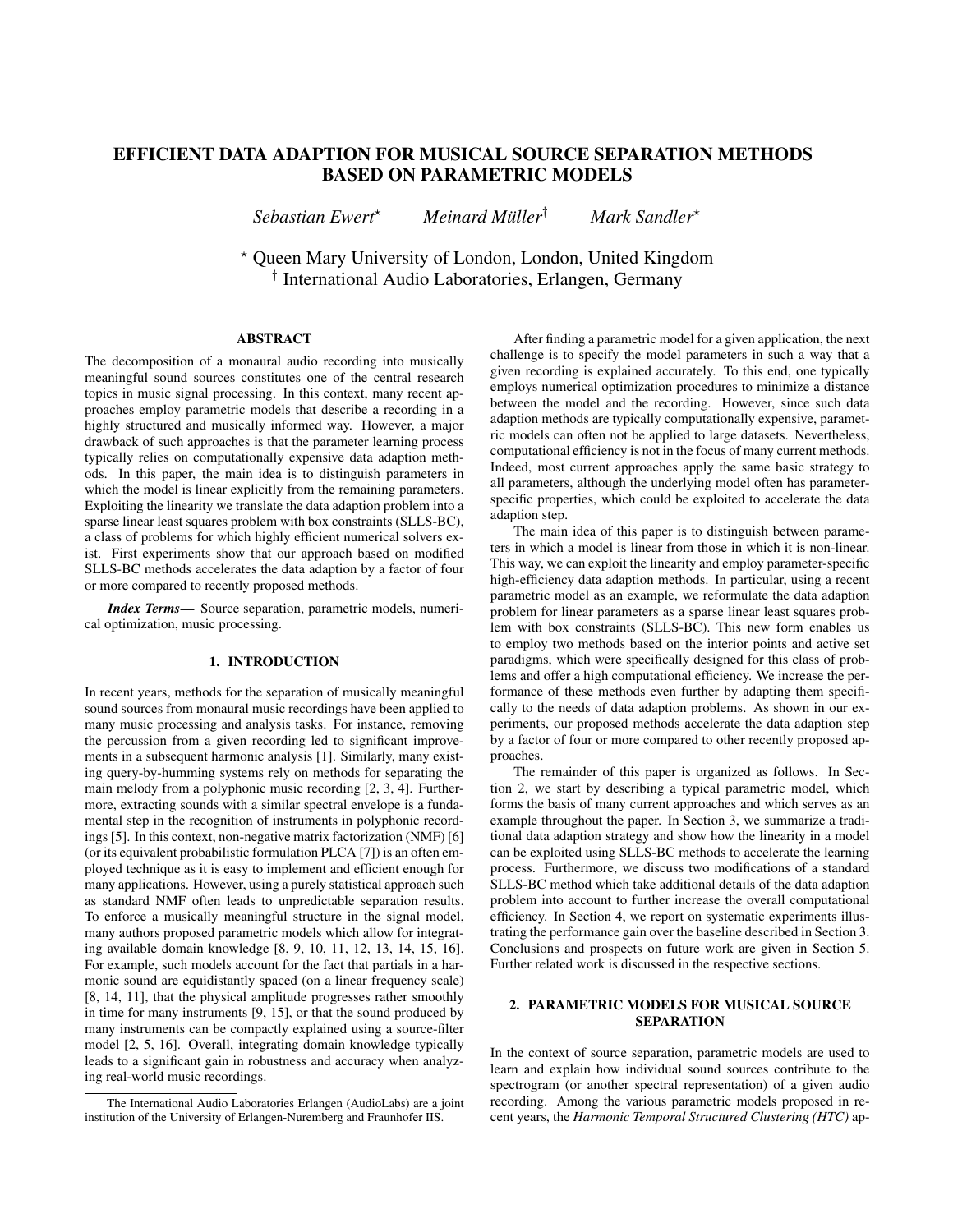# EFFICIENT DATA ADAPTION FOR MUSICAL SOURCE SEPARATION METHODS BASED ON PARAMETRIC MODELS

*Sebastian Ewert*[⋆] *Meinard Müller*[†] *Mark Sandler*[⋆]

[⋆] Queen Mary University of London, London, United Kingdom
[†] International Audio Laboratories, Erlangen, Germany

## ABSTRACT

The decomposition of a monaural audio recording into musically meaningful sound sources constitutes one of the central research topics in music signal processing. In this context, many recent approaches employ parametric models that describe a recording in a highly structured and musically informed way. However, a major drawback of such approaches is that the parameter learning process typically relies on computationally expensive data adaption methods. In this paper, the main idea is to distinguish parameters in which the model is linear explicitly from the remaining parameters. Exploiting the linearity we translate the data adaption problem into a sparse linear least squares problem with box constraints (SLLS-BC), a class of problems for which highly efficient numerical solvers exist. First experiments show that our approach based on modified SLLS-BC methods accelerates the data adaption by a factor of four or more compared to recently proposed methods.

***Index Terms***— Source separation, parametric models, numerical optimization, music processing.

## 1. INTRODUCTION

In recent years, methods for the separation of musically meaningful sound sources from monaural music recordings have been applied to many music processing and analysis tasks. For instance, removing the percussion from a given recording led to significant improvements in a subsequent harmonic analysis [1]. Similarly, many existing query-by-humming systems rely on methods for separating the main melody from a polyphonic music recording [2, 3, 4]. Furthermore, extracting sounds with a similar spectral envelope is a fundamental step in the recognition of instruments in polyphonic recordings [5]. In this context, non-negative matrix factorization (NMF) [6] (or its equivalent probabilistic formulation PLCA [7]) is an often employed technique as it is easy to implement and efficient enough for many applications. However, using a purely statistical approach such as standard NMF often leads to unpredictable separation results. To enforce a musically meaningful structure in the signal model, many authors proposed parametric models which allow for integrating available domain knowledge [8, 9, 10, 11, 12, 13, 14, 15, 16]. For example, such models account for the fact that partials in a harmonic sound are equidistantly spaced (on a linear frequency scale) [8, 14, 11], that the physical amplitude progresses rather smoothly in time for many instruments [9, 15], or that the sound produced by many instruments can be compactly explained using a source-filter model [2, 5, 16]. Overall, integrating domain knowledge typically leads to a significant gain in robustness and accuracy when analyzing real-world music recordings.

After finding a parametric model for a given application, the next challenge is to specify the model parameters in such a way that a given recording is explained accurately. To this end, one typically employs numerical optimization procedures to minimize a distance between the model and the recording. However, since such data adaption methods are typically computationally expensive, parametric models can often not be applied to large datasets. Nevertheless, computational efficiency is not in the focus of many current methods. Indeed, most current approaches apply the same basic strategy to all parameters, although the underlying model often has parameter-specific properties, which could be exploited to accelerate the data adaption step.

The main idea of this paper is to distinguish between parameters in which a model is linear from those in which it is non-linear. This way, we can exploit the linearity and employ parameter-specific high-efficiency data adaption methods. In particular, using a recent parametric model as an example, we reformulate the data adaption problem for linear parameters as a sparse linear least squares problem with box constraints (SLLS-BC). This new form enables us to employ two methods based on the interior points and active set paradigms, which were specifically designed for this class of problems and offer a high computational efficiency. We increase the performance of these methods even further by adapting them specifically to the needs of data adaption problems. As shown in our experiments, our proposed methods accelerate the data adaption step by a factor of four or more compared to other recently proposed approaches.

The remainder of this paper is organized as follows. In Section 2, we start by describing a typical parametric model, which forms the basis of many current approaches and which serves as an example throughout the paper. In Section 3, we summarize a traditional data adaption strategy and show how the linearity in a model can be exploited using SLLS-BC methods to accelerate the learning process. Furthermore, we discuss two modifications of a standard SLLS-BC method which take additional details of the data adaption problem into account to further increase the overall computational efficiency. In Section 4, we report on systematic experiments illustrating the performance gain over the baseline described in Section 3. Conclusions and prospects on future work are given in Section 5. Further related work is discussed in the respective sections.

## 2. PARAMETRIC MODELS FOR MUSICAL SOURCE SEPARATION

In the context of source separation, parametric models are used to learn and explain how individual sound sources contribute to the spectrogram (or another spectral representation) of a given audio recording. Among the various parametric models proposed in recent years, the *Harmonic Temporal Structured Clustering (HTC)* ap-

The International Audio Laboratories Erlangen (AudioLabs) are a joint institution of the University of Erlangen-Nuremberg and Fraunhofer IIS.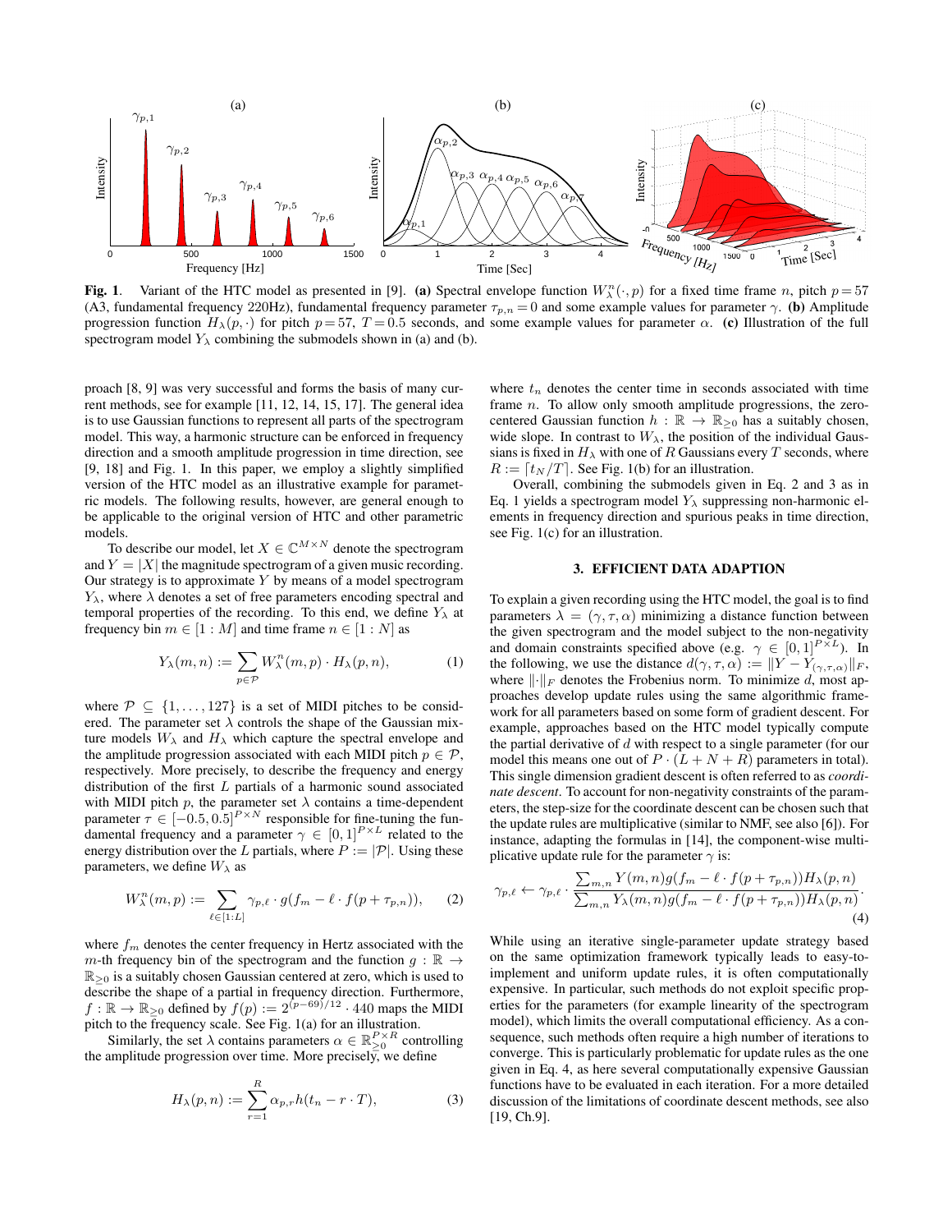**Fig. 1**. Variant of the HTC model as presented in [9]. **(a)** Spectral envelope function $W_\lambda^n(\cdot, p)$ for a fixed time frame $n$, pitch $p=57$ (A3, fundamental frequency 220Hz), fundamental frequency parameter $\tau_{p,n}=0$ and some example values for parameter $\gamma$. **(b)** Amplitude progression function $H_\lambda(p, \cdot)$ for pitch $p=57$, $T=0.5$ seconds, and some example values for parameter $\alpha$. **(c)** Illustration of the full spectrogram model $Y_\lambda$ combining the submodels shown in (a) and (b).

proach [8, 9] was very successful and forms the basis of many current methods, see for example [11, 12, 14, 15, 17]. The general idea is to use Gaussian functions to represent all parts of the spectrogram model. This way, a harmonic structure can be enforced in frequency direction and a smooth amplitude progression in time direction, see [9, 18] and Fig. 1. In this paper, we employ a slightly simplified version of the HTC model as an illustrative example for parametric models. The following results, however, are general enough to be applicable to the original version of HTC and other parametric models.

To describe our model, let $X \in \mathbb{C}^{M\times N}$ denote the spectrogram and $Y = |X|$ the magnitude spectrogram of a given music recording. Our strategy is to approximate $Y$ by means of a model spectrogram $Y_\lambda$, where $\lambda$ denotes a set of free parameters encoding spectral and temporal properties of the recording. To this end, we define $Y_\lambda$ at frequency bin $m \in [1 : M]$ and time frame $n \in [1 : N]$ as

$$Y_\lambda(m, n) := \sum_{p\in\mathcal{P}} W_\lambda^n(m, p) \cdot H_\lambda(p, n), \tag{1}$$

where $\mathcal{P} \subseteq \{1, \ldots , 127\}$ is a set of MIDI pitches to be considered. The parameter set $\lambda$ controls the shape of the Gaussian mixture models $W_\lambda$ and $H_\lambda$ which capture the spectral envelope and the amplitude progression associated with each MIDI pitch $p \in \mathcal{P}$, respectively. More precisely, to describe the frequency and energy distribution of the first $L$ partials of a harmonic sound associated with MIDI pitch $p$, the parameter set $\lambda$ contains a time-dependent parameter $\tau \in [-0.5, 0.5]^{P\times N}$ responsible for fine-tuning the fundamental frequency and a parameter $\gamma \in [0, 1]^{P\times L}$ related to the energy distribution over the $L$ partials, where $P := |\mathcal{P}|$. Using these parameters, we define $W_\lambda$ as

$$W_\lambda^n(m, p) := \sum_{\ell\in[1:L]} \gamma_{p,\ell} \cdot g(f_m - \ell \cdot f(p + \tau_{p,n})), \tag{2}$$

where $f_m$ denotes the center frequency in Hertz associated with the $m$-th frequency bin of the spectrogram and the function $g : \mathbb{R} \to \mathbb{R}_{\geq 0}$ is a suitably chosen Gaussian centered at zero, which is used to describe the shape of a partial in frequency direction. Furthermore, $f : \mathbb{R} \to \mathbb{R}_{\geq 0}$ defined by $f(p) := 2^{(p-69)/12} \cdot 440$ maps the MIDI pitch to the frequency scale. See Fig. 1(a) for an illustration.

Similarly, the set $\lambda$ contains parameters $\alpha \in \mathbb{R}_{\geq 0}^{P\times R}$ controlling the amplitude progression over time. More precisely, we define

$$H_\lambda(p, n) := \sum_{r=1}^{R} \alpha_{p,r} h(t_n - r \cdot T), \tag{3}$$

where $t_n$ denotes the center time in seconds associated with time frame $n$. To allow only smooth amplitude progressions, the zero-centered Gaussian function $h : \mathbb{R} \to \mathbb{R}_{\geq 0}$ has a suitably chosen, wide slope. In contrast to $W_\lambda$, the position of the individual Gaussians is fixed in $H_\lambda$ with one of $R$ Gaussians every $T$ seconds, where $R := \lceil t_N /T\rceil$. See Fig. 1(b) for an illustration.

Overall, combining the submodels given in Eq. 2 and 3 as in Eq. 1 yields a spectrogram model $Y_\lambda$ suppressing non-harmonic elements in frequency direction and spurious peaks in time direction, see Fig. 1(c) for an illustration.

## 3. EFFICIENT DATA ADAPTION

To explain a given recording using the HTC model, the goal is to find parameters $\lambda = (\gamma, \tau, \alpha)$ minimizing a distance function between the given spectrogram and the model subject to the non-negativity and domain constraints specified above (e.g. $\gamma \in [0, 1]^{P\times L}$). In the following, we use the distance $d(\gamma, \tau, \alpha) := \|Y - Y_{(\gamma,\tau,\alpha)}\|_F$, where $\|\cdot\|_F$ denotes the Frobenius norm. To minimize $d$, most approaches develop update rules using the same algorithmic framework for all parameters based on some form of gradient descent. For example, approaches based on the HTC model typically compute the partial derivative of $d$ with respect to a single parameter (for our model this means one out of $P \cdot (L + N + R)$ parameters in total). This single dimension gradient descent is often referred to as *coordinate descent*. To account for non-negativity constraints of the parameters, the step-size for the coordinate descent can be chosen such that the update rules are multiplicative (similar to NMF, see also [6]). For instance, adapting the formulas in [14], the component-wise multiplicative update rule for the parameter $\gamma$ is:

$$\gamma_{p,\ell} \leftarrow \gamma_{p,\ell} \cdot \frac{\sum_{m,n} Y(m, n)g(f_m - \ell \cdot f(p + \tau_{p,n}))H_\lambda(p, n)}{\sum_{m,n} Y_\lambda(m, n)g(f_m - \ell \cdot f(p + \tau_{p,n}))H_\lambda(p, n)}. \tag{4}$$

While using an iterative single-parameter update strategy based on the same optimization framework typically leads to easy-to-implement and uniform update rules, it is often computationally expensive. In particular, such methods do not exploit specific properties for the parameters (for example linearity of the spectrogram model), which limits the overall computational efficiency. As a consequence, such methods often require a high number of iterations to converge. This is particularly problematic for update rules as the one given in Eq. 4, as here several computationally expensive Gaussian functions have to be evaluated in each iteration. For a more detailed discussion of the limitations of coordinate descent methods, see also [19, Ch.9].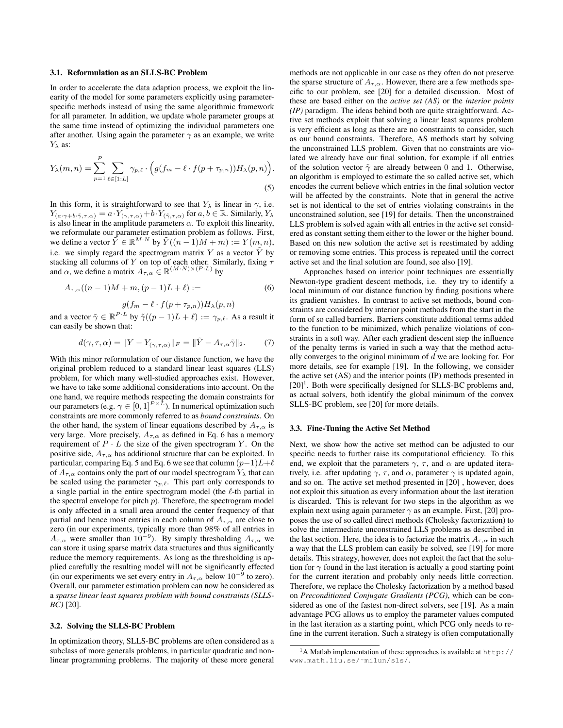### 3.1. Reformulation as an SLLS-BC Problem

In order to accelerate the data adaption process, we exploit the linearity of the model for some parameters explicitly using parameter-specific methods instead of using the same algorithmic framework for all parameter. In addition, we update whole parameter groups at the same time instead of optimizing the individual parameters one after another. Using again the parameter $\gamma$ as an example, we write $Y_\lambda$ as:

$$Y_\lambda(m,n) = \sum_{p=1}^{P} \sum_{\ell \in [1:L]} \gamma_{p,\ell} \cdot \Big( g(f_m - \ell \cdot f(p + \tau_{p,n})) H_\lambda(p,n) \Big). \tag{5}$$

In this form, it is straightforward to see that $Y_\lambda$ is linear in $\gamma$, i.e. $Y_{(a\cdot\gamma + b\cdot\tilde{\gamma},\tau,\alpha)} = a \cdot Y_{(\gamma,\tau,\alpha)} + b \cdot Y_{(\tilde{\gamma},\tau,\alpha)}$ for $a, b \in \mathbb{R}$. Similarly, $Y_\lambda$ is also linear in the amplitude parameters $\alpha$. To exploit this linearity, we reformulate our parameter estimation problem as follows. First, we define a vector $\tilde{Y} \in \mathbb{R}^{M\cdot N}$ by $\tilde{Y}((n-1)M + m) := Y(m,n)$, i.e. we simply regard the spectrogram matrix $Y$ as a vector $\tilde{Y}$ by stacking all columns of $Y$ on top of each other. Similarly, fixing $\tau$ and $\alpha$, we define a matrix $A_{\tau,\alpha} \in \mathbb{R}^{(M\cdot N)\times(P\cdot L)}$ by

$$A_{\tau,\alpha}((n-1)M + m, (p-1)L + \ell) := g(f_m - \ell \cdot f(p + \tau_{p,n})) H_\lambda(p,n) \tag{6}$$

and a vector $\tilde{\gamma} \in \mathbb{R}^{P\cdot L}$ by $\tilde{\gamma}((p-1)L + \ell) := \gamma_{p,\ell}$. As a result it can easily be shown that:

$$d(\gamma,\tau,\alpha) = \|Y - Y_{(\gamma,\tau,\alpha)}\|_F = \|\tilde{Y} - A_{\tau,\alpha}\tilde{\gamma}\|_2. \tag{7}$$

With this minor reformulation of our distance function, we have the original problem reduced to a standard linear least squares (LLS) problem, for which many well-studied approaches exist. However, we have to take some additional considerations into account. On the one hand, we require methods respecting the domain constraints for our parameters (e.g. $\gamma \in [0,1]^{P\times L}$). In numerical optimization such constraints are more commonly referred to as *bound constraints*. On the other hand, the system of linear equations described by $A_{\tau,\alpha}$ is very large. More precisely, $A_{\tau,\alpha}$ as defined in Eq. 6 has a memory requirement of $P \cdot L$ the size of the given spectrogram $Y$. On the positive side, $A_{\tau,\alpha}$ has additional structure that can be exploited. In particular, comparing Eq. 5 and Eq. 6 we see that column $(p-1)L+\ell$ of $A_{\tau,\alpha}$ contains only the part of our model spectrogram $Y_\lambda$ that can be scaled using the parameter $\gamma_{p,\ell}$. This part only corresponds to a single partial in the entire spectrogram model (the $\ell$-th partial in the spectral envelope for pitch $p$). Therefore, the spectrogram model is only affected in a small area around the center frequency of that partial and hence most entries in each column of $A_{\tau,\alpha}$ are close to zero (in our experiments, typically more than 98% of all entries in $A_{\tau,\alpha}$ were smaller than $10^{-9}$). By simply thresholding $A_{\tau,\alpha}$ we can store it using sparse matrix data structures and thus significantly reduce the memory requirements. As long as the thresholding is applied carefully the resulting model will not be significantly effected (in our experiments we set every entry in $A_{\tau,\alpha}$ below $10^{-9}$ to zero). Overall, our parameter estimation problem can now be considered as a *sparse linear least squares problem with bound constraints (SLLS-BC)* [20].

### 3.2. Solving the SLLS-BC Problem

In optimization theory, SLLS-BC problems are often considered as a subclass of more generals problems, in particular quadratic and nonlinear programming problems. The majority of these more general methods are not applicable in our case as they often do not preserve the sparse structure of $A_{\tau,\alpha}$. However, there are a few methods specific to our problem, see [20] for a detailed discussion. Most of these are based either on the *active set (AS)* or the *interior points (IP)* paradigm. The ideas behind both are quite straightforward. Active set methods exploit that solving a linear least squares problem is very efficient as long as there are no constraints to consider, such as our bound constraints. Therefore, AS methods start by solving the unconstrained LLS problem. Given that no constraints are violated we already have our final solution, for example if all entries of the solution vector $\tilde{\gamma}$ are already between 0 and 1. Otherwise, an algorithm is employed to estimate the so called active set, which encodes the current believe which entries in the final solution vector will be affected by the constraints. Note that in general the active set is not identical to the set of entries violating constraints in the unconstrained solution, see [19] for details. Then the unconstrained LLS problem is solved again with all entries in the active set considered as constant setting them either to the lower or the higher bound. Based on this new solution the active set is reestimated by adding or removing some entries. This process is repeated until the correct active set and the final solution are found, see also [19].

Approaches based on interior point techniques are essentially Newton-type gradient descent methods, i.e. they try to identify a local minimum of our distance function by finding positions where its gradient vanishes. In contrast to active set methods, bound constraints are considered by interior point methods from the start in the form of so called barriers. Barriers constitute additional terms added to the function to be minimized, which penalize violations of constraints in a soft way. After each gradient descent step the influence of the penalty terms is varied in such a way that the method actually converges to the original minimum of $d$ we are looking for. For more details, see for example [19]. In the following, we consider the active set (AS) and the interior points (IP) methods presented in [20][1]. Both were specifically designed for SLLS-BC problems and, as actual solvers, both identify the global minimum of the convex SLLS-BC problem, see [20] for more details.

### 3.3. Fine-Tuning the Active Set Method

Next, we show how the active set method can be adjusted to our specific needs to further raise its computational efficiency. To this end, we exploit that the parameters $\gamma$, $\tau$, and $\alpha$ are updated iteratively, i.e. after updating $\gamma$, $\tau$, and $\alpha$, parameter $\gamma$ is updated again, and so on. The active set method presented in [20] , however, does not exploit this situation as every information about the last iteration is discarded. This is relevant for two steps in the algorithm as we explain next using again parameter $\gamma$ as an example. First, [20] proposes the use of so called direct methods (Cholesky factorization) to solve the intermediate unconstrained LLS problems as described in the last section. Here, the idea is to factorize the matrix $A_{\tau,\alpha}$ in such a way that the LLS problem can easily be solved, see [19] for more details. This strategy, however, does not exploit the fact that the solution for $\gamma$ found in the last iteration is actually a good starting point for the current iteration and probably only needs little correction. Therefore, we replace the Cholesky factorization by a method based on *Preconditioned Conjugate Gradients (PCG)*, which can be considered as one of the fastest non-direct solvers, see [19]. As a main advantage PCG allows us to employ the parameter values computed in the last iteration as a starting point, which PCG only needs to refine in the current iteration. Such a strategy is often computationally

[1] A Matlab implementation of these approaches is available at `http://www.math.liu.se/~milun/sls/`.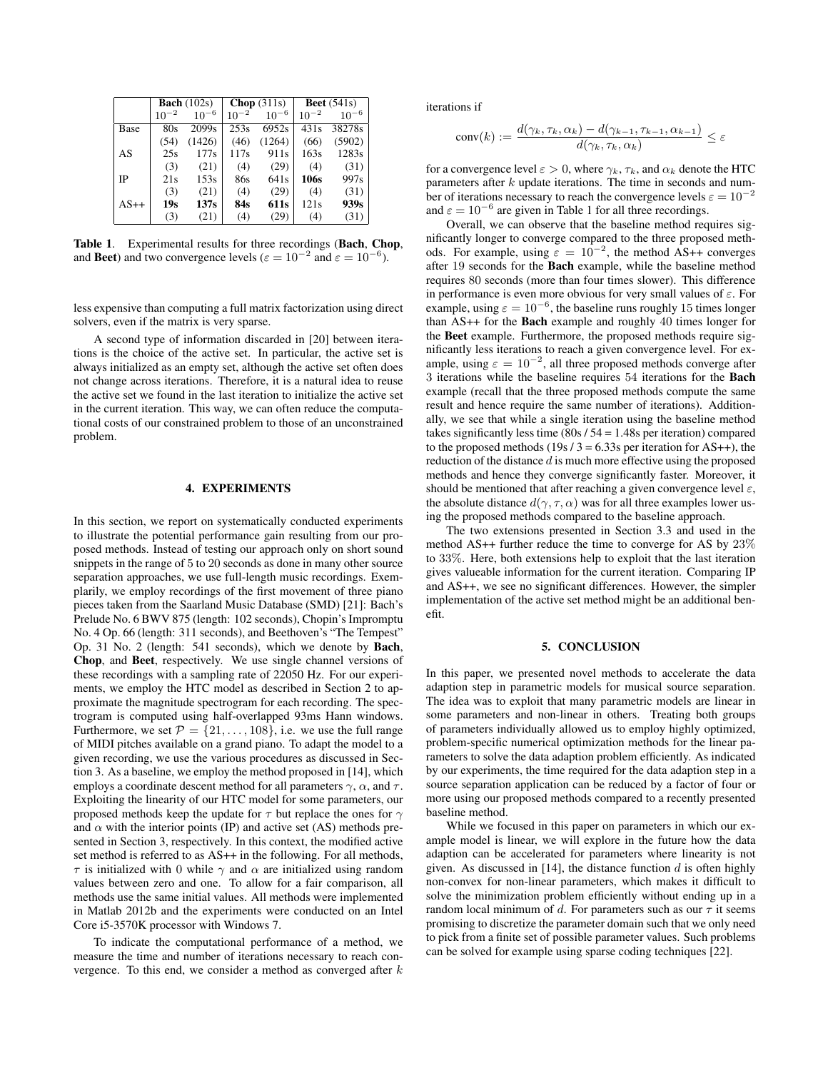| | **Bach** (102s) | | **Chop** (311s) | | **Beet** (541s) | |
|---|---|---|---|---|---|---|
| | $10^{-2}$ | $10^{-6}$ | $10^{-2}$ | $10^{-6}$ | $10^{-2}$ | $10^{-6}$ |
| Base | 80s | 2099s | 253s | 6952s | 431s | 38278s |
| | (54) | (1426) | (46) | (1264) | (66) | (5902) |
| AS | 25s | 177s | 117s | 911s | 163s | 1283s |
| | (3) | (21) | (4) | (29) | (4) | (31) |
| IP | 21s | 153s | 86s | 641s | **106s** | 997s |
| | (3) | (21) | (4) | (29) | (4) | (31) |
| AS++ | **19s** | **137s** | **84s** | **611s** | 121s | **939s** |
| | (3) | (21) | (4) | (29) | (4) | (31) |

**Table 1**. Experimental results for three recordings (**Bach**, **Chop**, and **Beet**) and two convergence levels ($\varepsilon = 10^{-2}$ and $\varepsilon = 10^{-6}$).

less expensive than computing a full matrix factorization using direct solvers, even if the matrix is very sparse.

A second type of information discarded in [20] between iterations is the choice of the active set. In particular, the active set is always initialized as an empty set, although the active set often does not change across iterations. Therefore, it is a natural idea to reuse the active set we found in the last iteration to initialize the active set in the current iteration. This way, we can often reduce the computational costs of our constrained problem to those of an unconstrained problem.

## 4. EXPERIMENTS

In this section, we report on systematically conducted experiments to illustrate the potential performance gain resulting from our proposed methods. Instead of testing our approach only on short sound snippets in the range of 5 to 20 seconds as done in many other source separation approaches, we use full-length music recordings. Exemplarily, we employ recordings of the first movement of three piano pieces taken from the Saarland Music Database (SMD) [21]: Bach's Prelude No. 6 BWV 875 (length: 102 seconds), Chopin's Impromptu No. 4 Op. 66 (length: 311 seconds), and Beethoven's "The Tempest" Op. 31 No. 2 (length: 541 seconds), which we denote by **Bach**, **Chop**, and **Beet**, respectively. We use single channel versions of these recordings with a sampling rate of 22050 Hz. For our experiments, we employ the HTC model as described in Section 2 to approximate the magnitude spectrogram for each recording. The spectrogram is computed using half-overlapped 93ms Hann windows. Furthermore, we set $\mathcal{P} = \{21, \ldots, 108\}$, i.e. we use the full range of MIDI pitches available on a grand piano. To adapt the model to a given recording, we use the various procedures as discussed in Section 3. As a baseline, we employ the method proposed in [14], which employs a coordinate descent method for all parameters $\gamma$, $\alpha$, and $\tau$. Exploiting the linearity of our HTC model for some parameters, our proposed methods keep the update for $\tau$ but replace the ones for $\gamma$ and $\alpha$ with the interior points (IP) and active set (AS) methods presented in Section 3, respectively. In this context, the modified active set method is referred to as AS++ in the following. For all methods, $\tau$ is initialized with 0 while $\gamma$ and $\alpha$ are initialized using random values between zero and one. To allow for a fair comparison, all methods use the same initial values. All methods were implemented in Matlab 2012b and the experiments were conducted on an Intel Core i5-3570K processor with Windows 7.

To indicate the computational performance of a method, we measure the time and number of iterations necessary to reach convergence. To this end, we consider a method as converged after $k$ iterations if

$$\text{conv}(k) := \frac{d(\gamma_k, \tau_k, \alpha_k) - d(\gamma_{k-1}, \tau_{k-1}, \alpha_{k-1})}{d(\gamma_k, \tau_k, \alpha_k)} \leq \varepsilon$$

for a convergence level $\varepsilon > 0$, where $\gamma_k$, $\tau_k$, and $\alpha_k$ denote the HTC parameters after $k$ update iterations. The time in seconds and number of iterations necessary to reach the convergence levels $\varepsilon = 10^{-2}$ and $\varepsilon = 10^{-6}$ are given in Table 1 for all three recordings.

Overall, we can observe that the baseline method requires significantly longer to converge compared to the three proposed methods. For example, using $\varepsilon = 10^{-2}$, the method AS++ converges after 19 seconds for the **Bach** example, while the baseline method requires 80 seconds (more than four times slower). This difference in performance is even more obvious for very small values of $\varepsilon$. For example, using $\varepsilon = 10^{-6}$, the baseline runs roughly 15 times longer than AS++ for the **Bach** example and roughly 40 times longer for the **Beet** example. Furthermore, the proposed methods require significantly less iterations to reach a given convergence level. For example, using $\varepsilon = 10^{-2}$, all three proposed methods converge after 3 iterations while the baseline requires 54 iterations for the **Bach** example (recall that the three proposed methods compute the same result and hence require the same number of iterations). Additionally, we see that while a single iteration using the baseline method takes significantly less time (80s / 54 = 1.48s per iteration) compared to the proposed methods (19s / 3 = 6.33s per iteration for AS++), the reduction of the distance $d$ is much more effective using the proposed methods and hence they converge significantly faster. Moreover, it should be mentioned that after reaching a given convergence level $\varepsilon$, the absolute distance $d(\gamma, \tau, \alpha)$ was for all three examples lower using the proposed methods compared to the baseline approach.

The two extensions presented in Section 3.3 and used in the method AS++ further reduce the time to converge for AS by 23% to 33%. Here, both extensions help to exploit that the last iteration gives valueable information for the current iteration. Comparing IP and AS++, we see no significant differences. However, the simpler implementation of the active set method might be an additional benefit.

## 5. CONCLUSION

In this paper, we presented novel methods to accelerate the data adaption step in parametric models for musical source separation. The idea was to exploit that many parametric models are linear in some parameters and non-linear in others. Treating both groups of parameters individually allowed us to employ highly optimized, problem-specific numerical optimization methods for the linear parameters to solve the data adaption problem efficiently. As indicated by our experiments, the time required for the data adaption step in a source separation application can be reduced by a factor of four or more using our proposed methods compared to a recently presented baseline method.

While we focused in this paper on parameters in which our example model is linear, we will explore in the future how the data adaption can be accelerated for parameters where linearity is not given. As discussed in [14], the distance function $d$ is often highly non-convex for non-linear parameters, which makes it difficult to solve the minimization problem efficiently without ending up in a random local minimum of $d$. For parameters such as our $\tau$ it seems promising to discretize the parameter domain such that we only need to pick from a finite set of possible parameter values. Such problems can be solved for example using sparse coding techniques [22].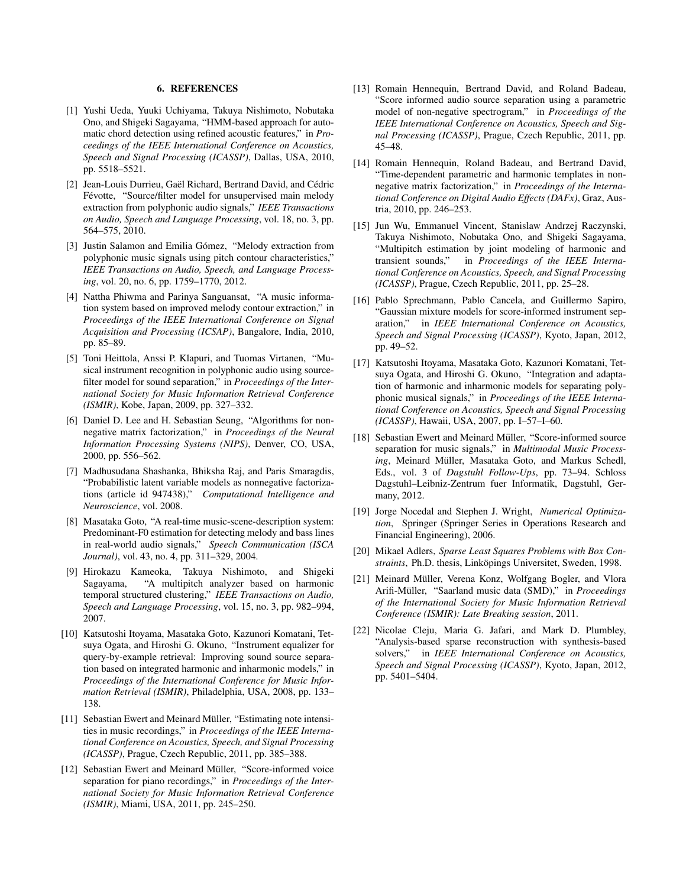## 6. REFERENCES

[1] Yushi Ueda, Yuuki Uchiyama, Takuya Nishimoto, Nobutaka Ono, and Shigeki Sagayama, "HMM-based approach for automatic chord detection using refined acoustic features," in *Proceedings of the IEEE International Conference on Acoustics, Speech and Signal Processing (ICASSP)*, Dallas, USA, 2010, pp. 5518–5521.

[2] Jean-Louis Durrieu, Gaël Richard, Bertrand David, and Cédric Févotte, "Source/filter model for unsupervised main melody extraction from polyphonic audio signals," *IEEE Transactions on Audio, Speech and Language Processing*, vol. 18, no. 3, pp. 564–575, 2010.

[3] Justin Salamon and Emilia Gómez, "Melody extraction from polyphonic music signals using pitch contour characteristics," *IEEE Transactions on Audio, Speech, and Language Processing*, vol. 20, no. 6, pp. 1759–1770, 2012.

[4] Nattha Phiwma and Parinya Sanguansat, "A music information system based on improved melody contour extraction," in *Proceedings of the IEEE International Conference on Signal Acquisition and Processing (ICSAP)*, Bangalore, India, 2010, pp. 85–89.

[5] Toni Heittola, Anssi P. Klapuri, and Tuomas Virtanen, "Musical instrument recognition in polyphonic audio using source-filter model for sound separation," in *Proceedings of the International Society for Music Information Retrieval Conference (ISMIR)*, Kobe, Japan, 2009, pp. 327–332.

[6] Daniel D. Lee and H. Sebastian Seung, "Algorithms for non-negative matrix factorization," in *Proceedings of the Neural Information Processing Systems (NIPS)*, Denver, CO, USA, 2000, pp. 556–562.

[7] Madhusudana Shashanka, Bhiksha Raj, and Paris Smaragdis, "Probabilistic latent variable models as nonnegative factorizations (article id 947438)," *Computational Intelligence and Neuroscience*, vol. 2008.

[8] Masataka Goto, "A real-time music-scene-description system: Predominant-F0 estimation for detecting melody and bass lines in real-world audio signals," *Speech Communication (ISCA Journal)*, vol. 43, no. 4, pp. 311–329, 2004.

[9] Hirokazu Kameoka, Takuya Nishimoto, and Shigeki Sagayama, "A multipitch analyzer based on harmonic temporal structured clustering," *IEEE Transactions on Audio, Speech and Language Processing*, vol. 15, no. 3, pp. 982–994, 2007.

[10] Katsutoshi Itoyama, Masataka Goto, Kazunori Komatani, Tetsuya Ogata, and Hiroshi G. Okuno, "Instrument equalizer for query-by-example retrieval: Improving sound source separation based on integrated harmonic and inharmonic models," in *Proceedings of the International Conference for Music Information Retrieval (ISMIR)*, Philadelphia, USA, 2008, pp. 133–138.

[11] Sebastian Ewert and Meinard Müller, "Estimating note intensities in music recordings," in *Proceedings of the IEEE International Conference on Acoustics, Speech, and Signal Processing (ICASSP)*, Prague, Czech Republic, 2011, pp. 385–388.

[12] Sebastian Ewert and Meinard Müller, "Score-informed voice separation for piano recordings," in *Proceedings of the International Society for Music Information Retrieval Conference (ISMIR)*, Miami, USA, 2011, pp. 245–250.

[13] Romain Hennequin, Bertrand David, and Roland Badeau, "Score informed audio source separation using a parametric model of non-negative spectrogram," in *Proceedings of the IEEE International Conference on Acoustics, Speech and Signal Processing (ICASSP)*, Prague, Czech Republic, 2011, pp. 45–48.

[14] Romain Hennequin, Roland Badeau, and Bertrand David, "Time-dependent parametric and harmonic templates in non-negative matrix factorization," in *Proceedings of the International Conference on Digital Audio Effects (DAFx)*, Graz, Austria, 2010, pp. 246–253.

[15] Jun Wu, Emmanuel Vincent, Stanislaw Andrzej Raczynski, Takuya Nishimoto, Nobutaka Ono, and Shigeki Sagayama, "Multipitch estimation by joint modeling of harmonic and transient sounds," in *Proceedings of the IEEE International Conference on Acoustics, Speech, and Signal Processing (ICASSP)*, Prague, Czech Republic, 2011, pp. 25–28.

[16] Pablo Sprechmann, Pablo Cancela, and Guillermo Sapiro, "Gaussian mixture models for score-informed instrument separation," in *IEEE International Conference on Acoustics, Speech and Signal Processing (ICASSP)*, Kyoto, Japan, 2012, pp. 49–52.

[17] Katsutoshi Itoyama, Masataka Goto, Kazunori Komatani, Tetsuya Ogata, and Hiroshi G. Okuno, "Integration and adaptation of harmonic and inharmonic models for separating polyphonic musical signals," in *Proceedings of the IEEE International Conference on Acoustics, Speech and Signal Processing (ICASSP)*, Hawaii, USA, 2007, pp. I–57–I–60.

[18] Sebastian Ewert and Meinard Müller, "Score-informed source separation for music signals," in *Multimodal Music Processing*, Meinard Müller, Masataka Goto, and Markus Schedl, Eds., vol. 3 of *Dagstuhl Follow-Ups*, pp. 73–94. Schloss Dagstuhl–Leibniz-Zentrum fuer Informatik, Dagstuhl, Germany, 2012.

[19] Jorge Nocedal and Stephen J. Wright, *Numerical Optimization*, Springer (Springer Series in Operations Research and Financial Engineering), 2006.

[20] Mikael Adlers, *Sparse Least Squares Problems with Box Constraints*, Ph.D. thesis, Linköpings Universitet, Sweden, 1998.

[21] Meinard Müller, Verena Konz, Wolfgang Bogler, and Vlora Arifi-Müller, "Saarland music data (SMD)," in *Proceedings of the International Society for Music Information Retrieval Conference (ISMIR): Late Breaking session*, 2011.

[22] Nicolae Cleju, Maria G. Jafari, and Mark D. Plumbley, "Analysis-based sparse reconstruction with synthesis-based solvers," in *IEEE International Conference on Acoustics, Speech and Signal Processing (ICASSP)*, Kyoto, Japan, 2012, pp. 5401–5404.